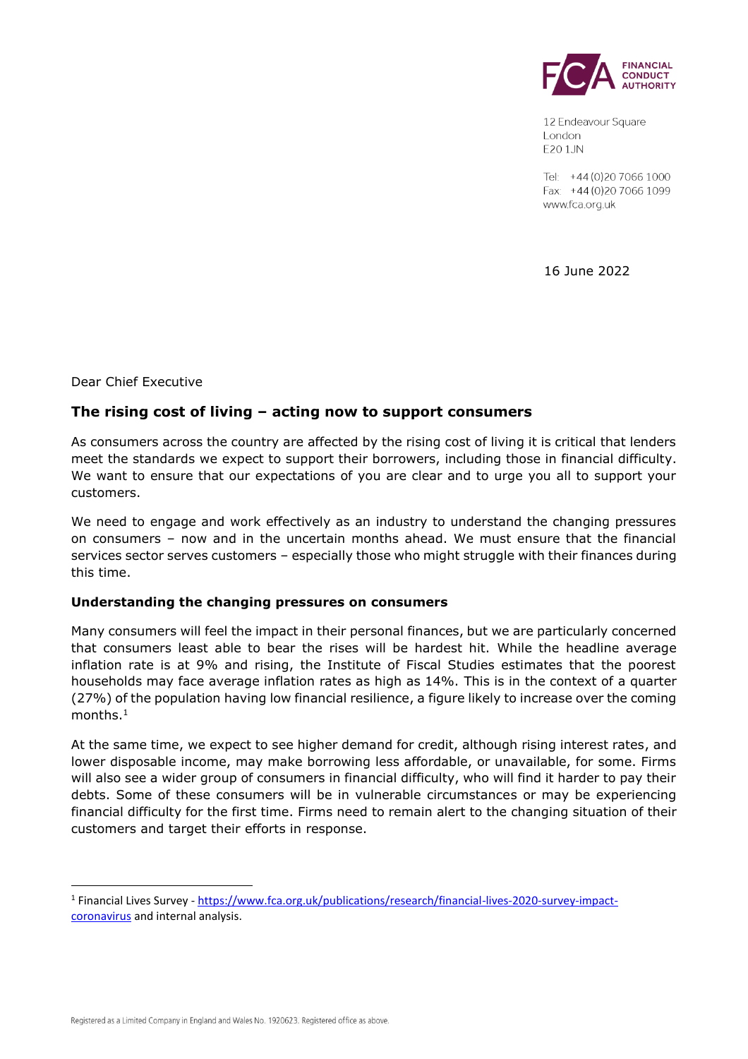FCA FINANCIAL CONDUCT AUTHORITY

12 Endeavour Square
London
E20 1JN

Tel: +44 (0)20 7066 1000
Fax: +44 (0)20 7066 1099
www.fca.org.uk

16 June 2022

Dear Chief Executive

## The rising cost of living – acting now to support consumers

As consumers across the country are affected by the rising cost of living it is critical that lenders meet the standards we expect to support their borrowers, including those in financial difficulty. We want to ensure that our expectations of you are clear and to urge you all to support your customers.

We need to engage and work effectively as an industry to understand the changing pressures on consumers – now and in the uncertain months ahead. We must ensure that the financial services sector serves customers – especially those who might struggle with their finances during this time.

### Understanding the changing pressures on consumers

Many consumers will feel the impact in their personal finances, but we are particularly concerned that consumers least able to bear the rises will be hardest hit. While the headline average inflation rate is at 9% and rising, the Institute of Fiscal Studies estimates that the poorest households may face average inflation rates as high as 14%. This is in the context of a quarter (27%) of the population having low financial resilience, a figure likely to increase over the coming months.[1]

At the same time, we expect to see higher demand for credit, although rising interest rates, and lower disposable income, may make borrowing less affordable, or unavailable, for some. Firms will also see a wider group of consumers in financial difficulty, who will find it harder to pay their debts. Some of these consumers will be in vulnerable circumstances or may be experiencing financial difficulty for the first time. Firms need to remain alert to the changing situation of their customers and target their efforts in response.

[1] Financial Lives Survey - https://www.fca.org.uk/publications/research/financial-lives-2020-survey-impact-coronavirus and internal analysis.

Registered as a Limited Company in England and Wales No. 1920623. Registered office as above.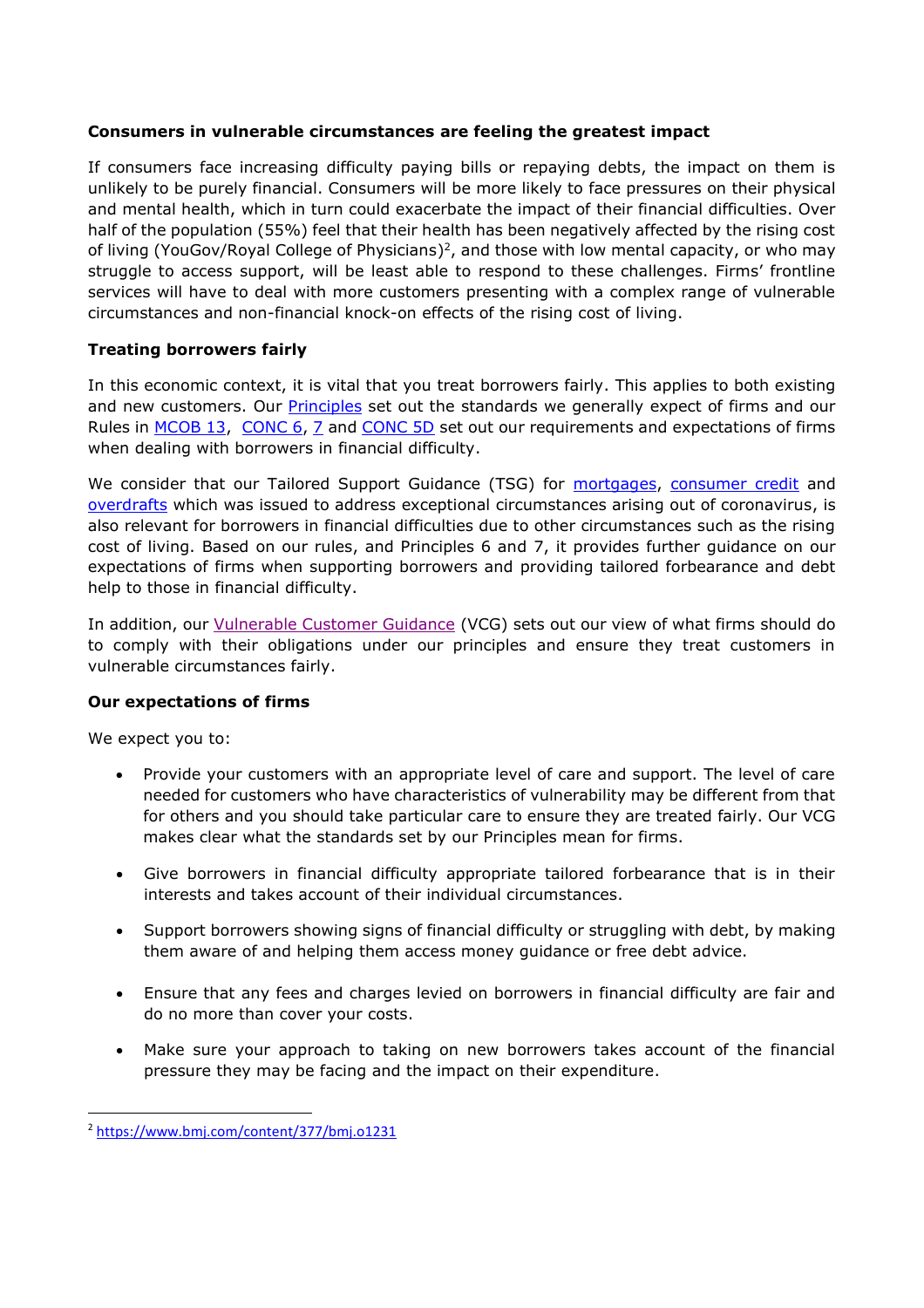**Consumers in vulnerable circumstances are feeling the greatest impact**

If consumers face increasing difficulty paying bills or repaying debts, the impact on them is unlikely to be purely financial. Consumers will be more likely to face pressures on their physical and mental health, which in turn could exacerbate the impact of their financial difficulties. Over half of the population (55%) feel that their health has been negatively affected by the rising cost of living (YouGov/Royal College of Physicians)[2], and those with low mental capacity, or who may struggle to access support, will be least able to respond to these challenges. Firms' frontline services will have to deal with more customers presenting with a complex range of vulnerable circumstances and non-financial knock-on effects of the rising cost of living.

**Treating borrowers fairly**

In this economic context, it is vital that you treat borrowers fairly. This applies to both existing and new customers. Our Principles set out the standards we generally expect of firms and our Rules in MCOB 13, CONC 6, 7 and CONC 5D set out our requirements and expectations of firms when dealing with borrowers in financial difficulty.

We consider that our Tailored Support Guidance (TSG) for mortgages, consumer credit and overdrafts which was issued to address exceptional circumstances arising out of coronavirus, is also relevant for borrowers in financial difficulties due to other circumstances such as the rising cost of living. Based on our rules, and Principles 6 and 7, it provides further guidance on our expectations of firms when supporting borrowers and providing tailored forbearance and debt help to those in financial difficulty.

In addition, our Vulnerable Customer Guidance (VCG) sets out our view of what firms should do to comply with their obligations under our principles and ensure they treat customers in vulnerable circumstances fairly.

**Our expectations of firms**

We expect you to:

- Provide your customers with an appropriate level of care and support. The level of care needed for customers who have characteristics of vulnerability may be different from that for others and you should take particular care to ensure they are treated fairly. Our VCG makes clear what the standards set by our Principles mean for firms.
- Give borrowers in financial difficulty appropriate tailored forbearance that is in their interests and takes account of their individual circumstances.
- Support borrowers showing signs of financial difficulty or struggling with debt, by making them aware of and helping them access money guidance or free debt advice.
- Ensure that any fees and charges levied on borrowers in financial difficulty are fair and do no more than cover your costs.
- Make sure your approach to taking on new borrowers takes account of the financial pressure they may be facing and the impact on their expenditure.

[2] https://www.bmj.com/content/377/bmj.o1231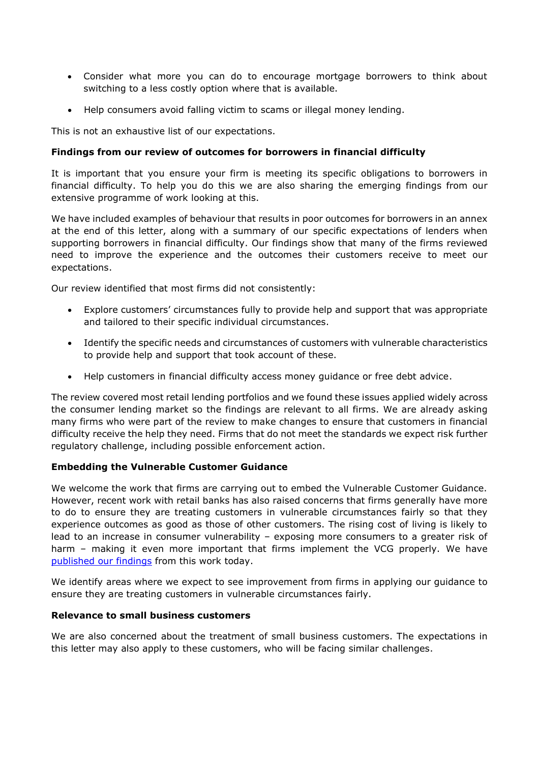- Consider what more you can do to encourage mortgage borrowers to think about switching to a less costly option where that is available.
- Help consumers avoid falling victim to scams or illegal money lending.

This is not an exhaustive list of our expectations.

**Findings from our review of outcomes for borrowers in financial difficulty**

It is important that you ensure your firm is meeting its specific obligations to borrowers in financial difficulty. To help you do this we are also sharing the emerging findings from our extensive programme of work looking at this.

We have included examples of behaviour that results in poor outcomes for borrowers in an annex at the end of this letter, along with a summary of our specific expectations of lenders when supporting borrowers in financial difficulty. Our findings show that many of the firms reviewed need to improve the experience and the outcomes their customers receive to meet our expectations.

Our review identified that most firms did not consistently:

- Explore customers' circumstances fully to provide help and support that was appropriate and tailored to their specific individual circumstances.
- Identify the specific needs and circumstances of customers with vulnerable characteristics to provide help and support that took account of these.
- Help customers in financial difficulty access money guidance or free debt advice.

The review covered most retail lending portfolios and we found these issues applied widely across the consumer lending market so the findings are relevant to all firms. We are already asking many firms who were part of the review to make changes to ensure that customers in financial difficulty receive the help they need. Firms that do not meet the standards we expect risk further regulatory challenge, including possible enforcement action.

**Embedding the Vulnerable Customer Guidance**

We welcome the work that firms are carrying out to embed the Vulnerable Customer Guidance. However, recent work with retail banks has also raised concerns that firms generally have more to do to ensure they are treating customers in vulnerable circumstances fairly so that they experience outcomes as good as those of other customers. The rising cost of living is likely to lead to an increase in consumer vulnerability – exposing more consumers to a greater risk of harm – making it even more important that firms implement the VCG properly. We have published our findings from this work today.

We identify areas where we expect to see improvement from firms in applying our guidance to ensure they are treating customers in vulnerable circumstances fairly.

**Relevance to small business customers**

We are also concerned about the treatment of small business customers. The expectations in this letter may also apply to these customers, who will be facing similar challenges.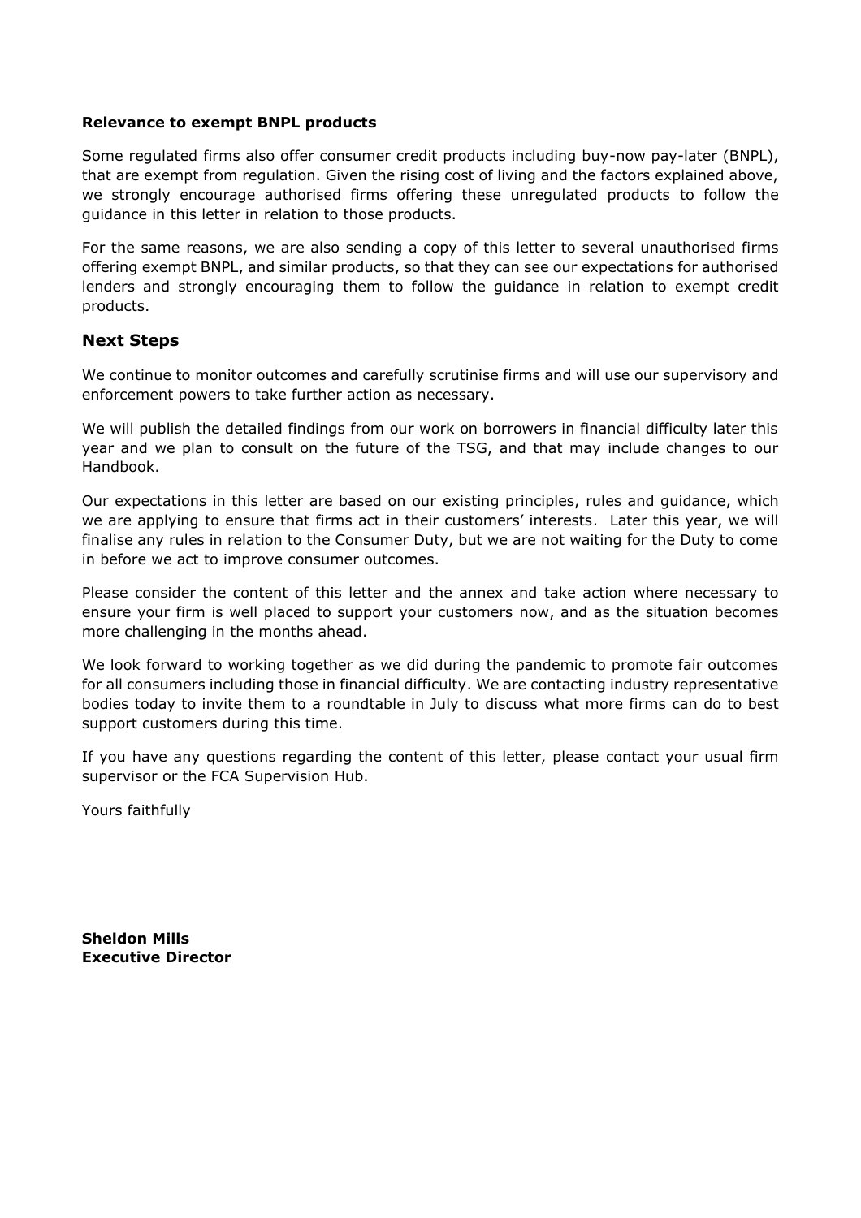**Relevance to exempt BNPL products**

Some regulated firms also offer consumer credit products including buy-now pay-later (BNPL), that are exempt from regulation. Given the rising cost of living and the factors explained above, we strongly encourage authorised firms offering these unregulated products to follow the guidance in this letter in relation to those products.

For the same reasons, we are also sending a copy of this letter to several unauthorised firms offering exempt BNPL, and similar products, so that they can see our expectations for authorised lenders and strongly encouraging them to follow the guidance in relation to exempt credit products.

## Next Steps

We continue to monitor outcomes and carefully scrutinise firms and will use our supervisory and enforcement powers to take further action as necessary.

We will publish the detailed findings from our work on borrowers in financial difficulty later this year and we plan to consult on the future of the TSG, and that may include changes to our Handbook.

Our expectations in this letter are based on our existing principles, rules and guidance, which we are applying to ensure that firms act in their customers' interests. Later this year, we will finalise any rules in relation to the Consumer Duty, but we are not waiting for the Duty to come in before we act to improve consumer outcomes.

Please consider the content of this letter and the annex and take action where necessary to ensure your firm is well placed to support your customers now, and as the situation becomes more challenging in the months ahead.

We look forward to working together as we did during the pandemic to promote fair outcomes for all consumers including those in financial difficulty. We are contacting industry representative bodies today to invite them to a roundtable in July to discuss what more firms can do to best support customers during this time.

If you have any questions regarding the content of this letter, please contact your usual firm supervisor or the FCA Supervision Hub.

Yours faithfully

**Sheldon Mills**
**Executive Director**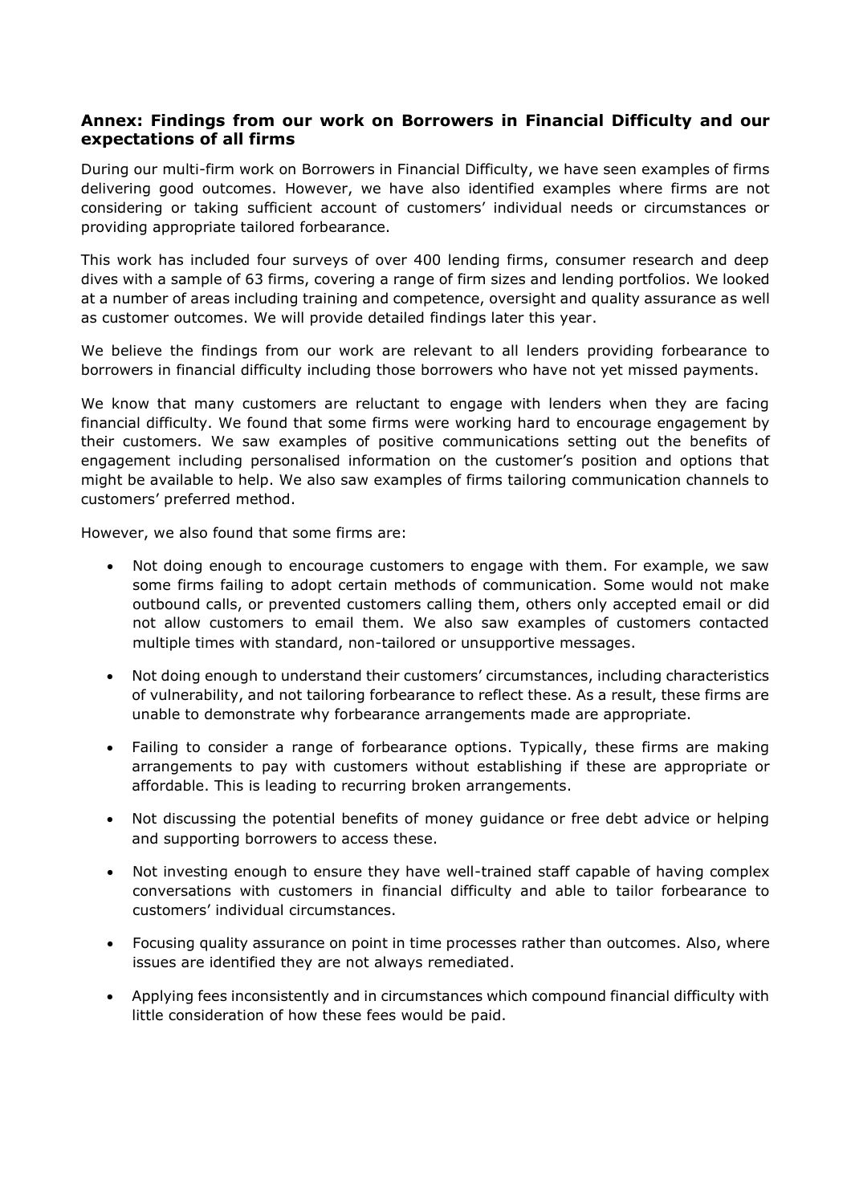## Annex: Findings from our work on Borrowers in Financial Difficulty and our expectations of all firms

During our multi-firm work on Borrowers in Financial Difficulty, we have seen examples of firms delivering good outcomes. However, we have also identified examples where firms are not considering or taking sufficient account of customers' individual needs or circumstances or providing appropriate tailored forbearance.

This work has included four surveys of over 400 lending firms, consumer research and deep dives with a sample of 63 firms, covering a range of firm sizes and lending portfolios. We looked at a number of areas including training and competence, oversight and quality assurance as well as customer outcomes. We will provide detailed findings later this year.

We believe the findings from our work are relevant to all lenders providing forbearance to borrowers in financial difficulty including those borrowers who have not yet missed payments.

We know that many customers are reluctant to engage with lenders when they are facing financial difficulty. We found that some firms were working hard to encourage engagement by their customers. We saw examples of positive communications setting out the benefits of engagement including personalised information on the customer's position and options that might be available to help. We also saw examples of firms tailoring communication channels to customers' preferred method.

However, we also found that some firms are:

- Not doing enough to encourage customers to engage with them. For example, we saw some firms failing to adopt certain methods of communication. Some would not make outbound calls, or prevented customers calling them, others only accepted email or did not allow customers to email them. We also saw examples of customers contacted multiple times with standard, non-tailored or unsupportive messages.
- Not doing enough to understand their customers' circumstances, including characteristics of vulnerability, and not tailoring forbearance to reflect these. As a result, these firms are unable to demonstrate why forbearance arrangements made are appropriate.
- Failing to consider a range of forbearance options. Typically, these firms are making arrangements to pay with customers without establishing if these are appropriate or affordable. This is leading to recurring broken arrangements.
- Not discussing the potential benefits of money guidance or free debt advice or helping and supporting borrowers to access these.
- Not investing enough to ensure they have well-trained staff capable of having complex conversations with customers in financial difficulty and able to tailor forbearance to customers' individual circumstances.
- Focusing quality assurance on point in time processes rather than outcomes. Also, where issues are identified they are not always remediated.
- Applying fees inconsistently and in circumstances which compound financial difficulty with little consideration of how these fees would be paid.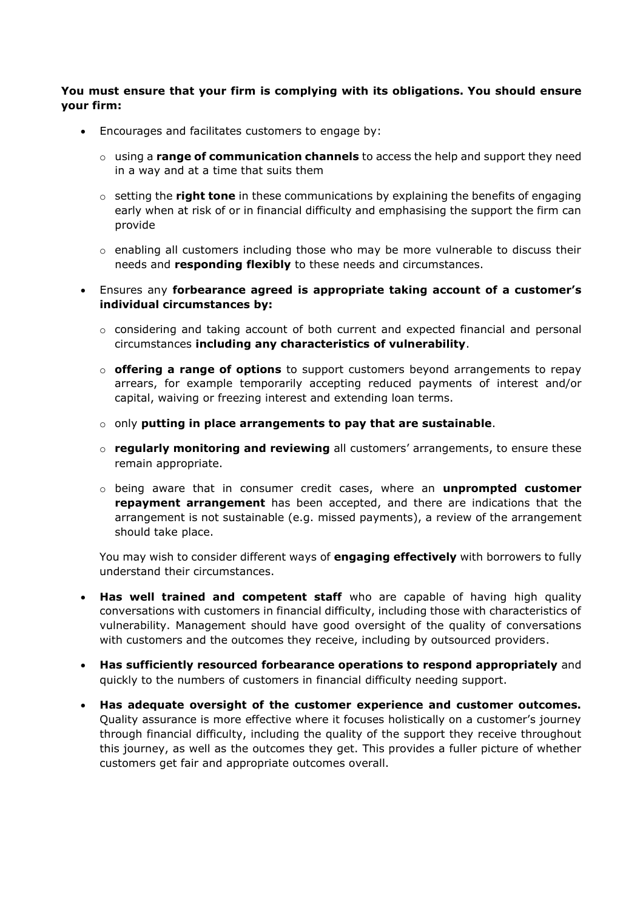**You must ensure that your firm is complying with its obligations. You should ensure your firm:**

- Encourages and facilitates customers to engage by:
  - using a **range of communication channels** to access the help and support they need in a way and at a time that suits them
  - setting the **right tone** in these communications by explaining the benefits of engaging early when at risk of or in financial difficulty and emphasising the support the firm can provide
  - enabling all customers including those who may be more vulnerable to discuss their needs and **responding flexibly** to these needs and circumstances.
- Ensures any **forbearance agreed is appropriate taking account of a customer's individual circumstances by:**
  - considering and taking account of both current and expected financial and personal circumstances **including any characteristics of vulnerability**.
  - **offering a range of options** to support customers beyond arrangements to repay arrears, for example temporarily accepting reduced payments of interest and/or capital, waiving or freezing interest and extending loan terms.
  - only **putting in place arrangements to pay that are sustainable**.
  - **regularly monitoring and reviewing** all customers' arrangements, to ensure these remain appropriate.
  - being aware that in consumer credit cases, where an **unprompted customer repayment arrangement** has been accepted, and there are indications that the arrangement is not sustainable (e.g. missed payments), a review of the arrangement should take place.

  You may wish to consider different ways of **engaging effectively** with borrowers to fully understand their circumstances.
- **Has well trained and competent staff** who are capable of having high quality conversations with customers in financial difficulty, including those with characteristics of vulnerability. Management should have good oversight of the quality of conversations with customers and the outcomes they receive, including by outsourced providers.
- **Has sufficiently resourced forbearance operations to respond appropriately** and quickly to the numbers of customers in financial difficulty needing support.
- **Has adequate oversight of the customer experience and customer outcomes.** Quality assurance is more effective where it focuses holistically on a customer's journey through financial difficulty, including the quality of the support they receive throughout this journey, as well as the outcomes they get. This provides a fuller picture of whether customers get fair and appropriate outcomes overall.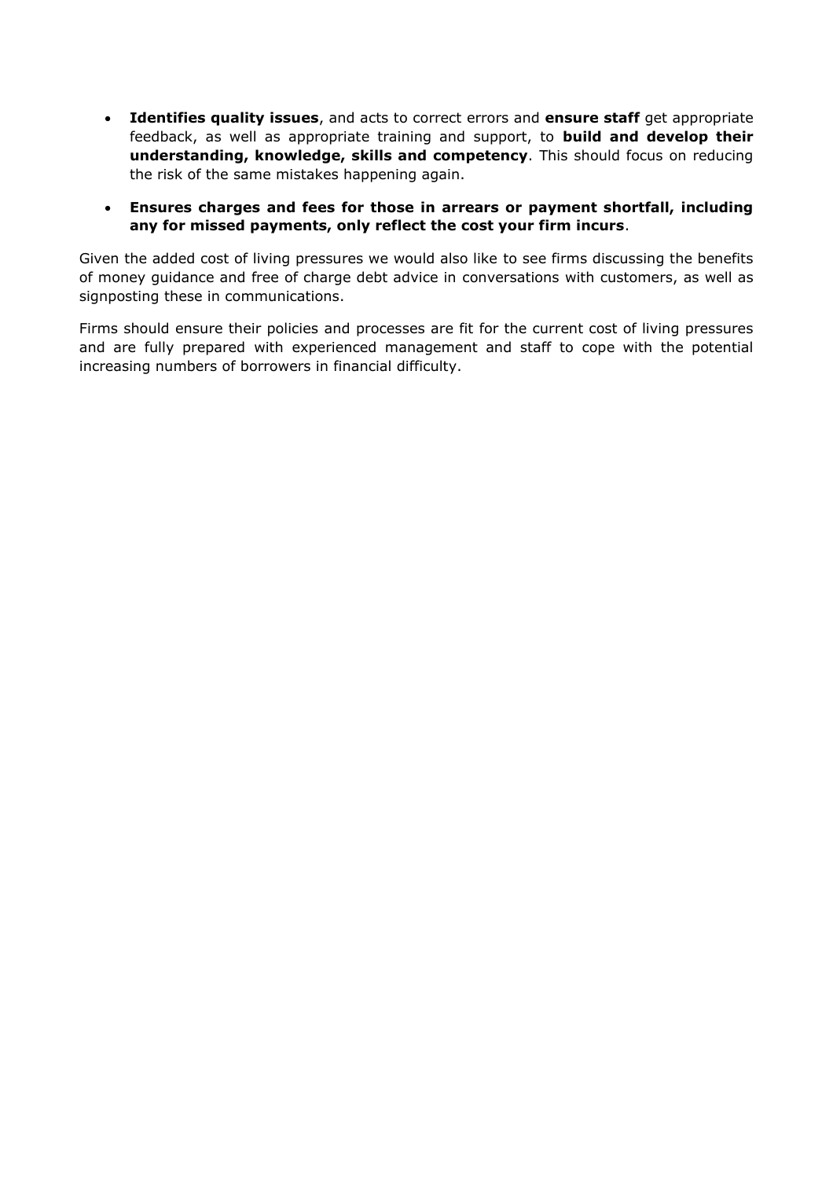- **Identifies quality issues**, and acts to correct errors and **ensure staff** get appropriate feedback, as well as appropriate training and support, to **build and develop their understanding, knowledge, skills and competency**. This should focus on reducing the risk of the same mistakes happening again.
- **Ensures charges and fees for those in arrears or payment shortfall, including any for missed payments, only reflect the cost your firm incurs**.

Given the added cost of living pressures we would also like to see firms discussing the benefits of money guidance and free of charge debt advice in conversations with customers, as well as signposting these in communications.

Firms should ensure their policies and processes are fit for the current cost of living pressures and are fully prepared with experienced management and staff to cope with the potential increasing numbers of borrowers in financial difficulty.